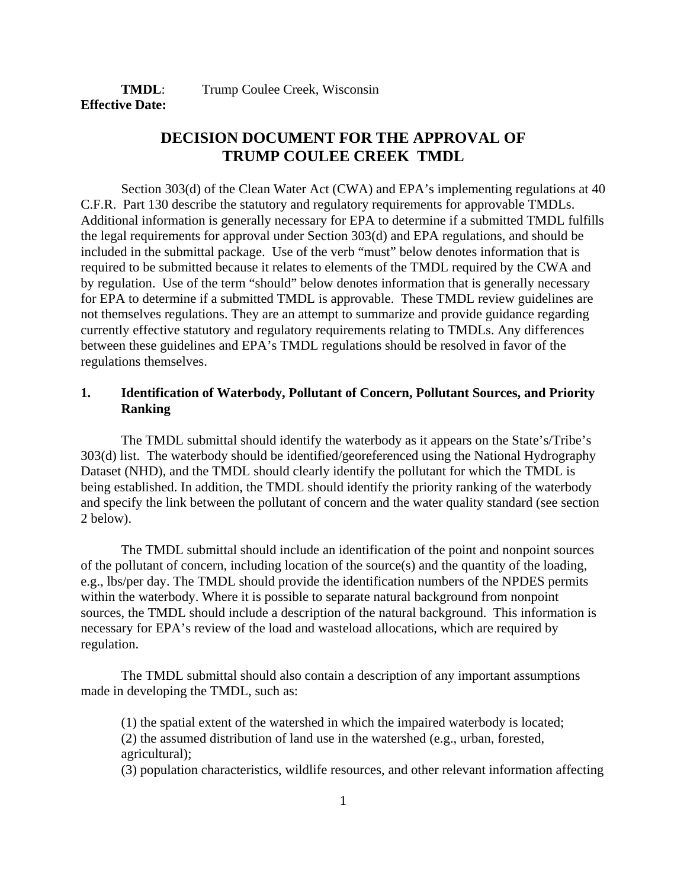**TMDL**: Trump Coulee Creek, Wisconsin
**Effective Date:**

# DECISION DOCUMENT FOR THE APPROVAL OF TRUMP COULEE CREEK TMDL

Section 303(d) of the Clean Water Act (CWA) and EPA's implementing regulations at 40 C.F.R. Part 130 describe the statutory and regulatory requirements for approvable TMDLs. Additional information is generally necessary for EPA to determine if a submitted TMDL fulfills the legal requirements for approval under Section 303(d) and EPA regulations, and should be included in the submittal package. Use of the verb "must" below denotes information that is required to be submitted because it relates to elements of the TMDL required by the CWA and by regulation. Use of the term "should" below denotes information that is generally necessary for EPA to determine if a submitted TMDL is approvable. These TMDL review guidelines are not themselves regulations. They are an attempt to summarize and provide guidance regarding currently effective statutory and regulatory requirements relating to TMDLs. Any differences between these guidelines and EPA's TMDL regulations should be resolved in favor of the regulations themselves.

## 1. Identification of Waterbody, Pollutant of Concern, Pollutant Sources, and Priority Ranking

The TMDL submittal should identify the waterbody as it appears on the State's/Tribe's 303(d) list. The waterbody should be identified/georeferenced using the National Hydrography Dataset (NHD), and the TMDL should clearly identify the pollutant for which the TMDL is being established. In addition, the TMDL should identify the priority ranking of the waterbody and specify the link between the pollutant of concern and the water quality standard (see section 2 below).

The TMDL submittal should include an identification of the point and nonpoint sources of the pollutant of concern, including location of the source(s) and the quantity of the loading, e.g., lbs/per day. The TMDL should provide the identification numbers of the NPDES permits within the waterbody. Where it is possible to separate natural background from nonpoint sources, the TMDL should include a description of the natural background. This information is necessary for EPA's review of the load and wasteload allocations, which are required by regulation.

The TMDL submittal should also contain a description of any important assumptions made in developing the TMDL, such as:

(1) the spatial extent of the watershed in which the impaired waterbody is located;
(2) the assumed distribution of land use in the watershed (e.g., urban, forested, agricultural);
(3) population characteristics, wildlife resources, and other relevant information affecting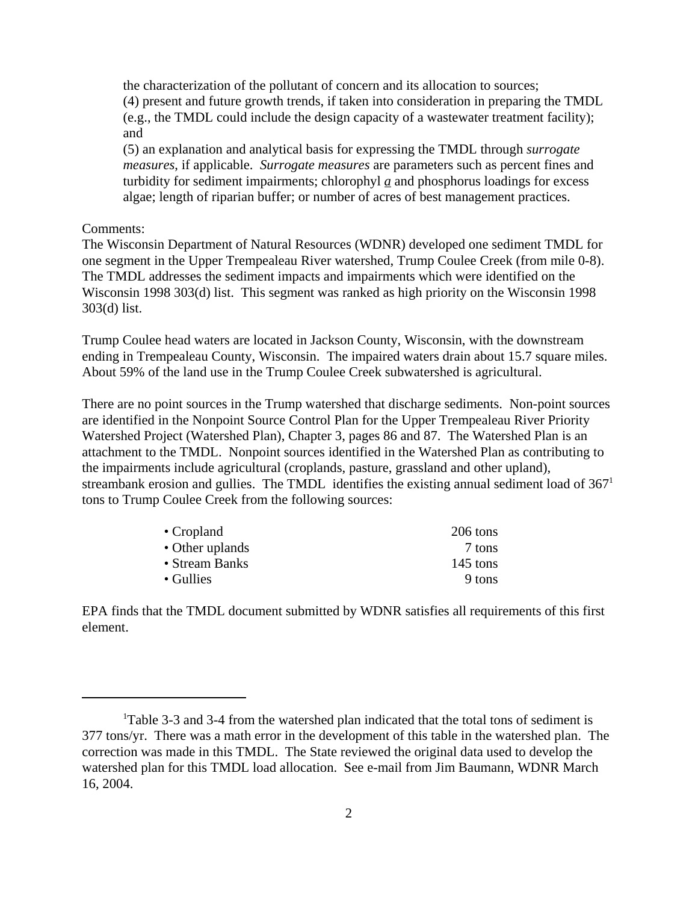the characterization of the pollutant of concern and its allocation to sources;
(4) present and future growth trends, if taken into consideration in preparing the TMDL (e.g., the TMDL could include the design capacity of a wastewater treatment facility); and
(5) an explanation and analytical basis for expressing the TMDL through *surrogate measures*, if applicable. *Surrogate measures* are parameters such as percent fines and turbidity for sediment impairments; chlorophyl *a* and phosphorus loadings for excess algae; length of riparian buffer; or number of acres of best management practices.

Comments:
The Wisconsin Department of Natural Resources (WDNR) developed one sediment TMDL for one segment in the Upper Trempealeau River watershed, Trump Coulee Creek (from mile 0-8). The TMDL addresses the sediment impacts and impairments which were identified on the Wisconsin 1998 303(d) list. This segment was ranked as high priority on the Wisconsin 1998 303(d) list.

Trump Coulee head waters are located in Jackson County, Wisconsin, with the downstream ending in Trempealeau County, Wisconsin. The impaired waters drain about 15.7 square miles. About 59% of the land use in the Trump Coulee Creek subwatershed is agricultural.

There are no point sources in the Trump watershed that discharge sediments. Non-point sources are identified in the Nonpoint Source Control Plan for the Upper Trempealeau River Priority Watershed Project (Watershed Plan), Chapter 3, pages 86 and 87. The Watershed Plan is an attachment to the TMDL. Nonpoint sources identified in the Watershed Plan as contributing to the impairments include agricultural (croplands, pasture, grassland and other upland), streambank erosion and gullies. The TMDL identifies the existing annual sediment load of 367[1] tons to Trump Coulee Creek from the following sources:

| | |
|---|---|
| • Cropland | 206 tons |
| • Other uplands | 7 tons |
| • Stream Banks | 145 tons |
| • Gullies | 9 tons |

EPA finds that the TMDL document submitted by WDNR satisfies all requirements of this first element.

---

[1]Table 3-3 and 3-4 from the watershed plan indicated that the total tons of sediment is 377 tons/yr. There was a math error in the development of this table in the watershed plan. The correction was made in this TMDL. The State reviewed the original data used to develop the watershed plan for this TMDL load allocation. See e-mail from Jim Baumann, WDNR March 16, 2004.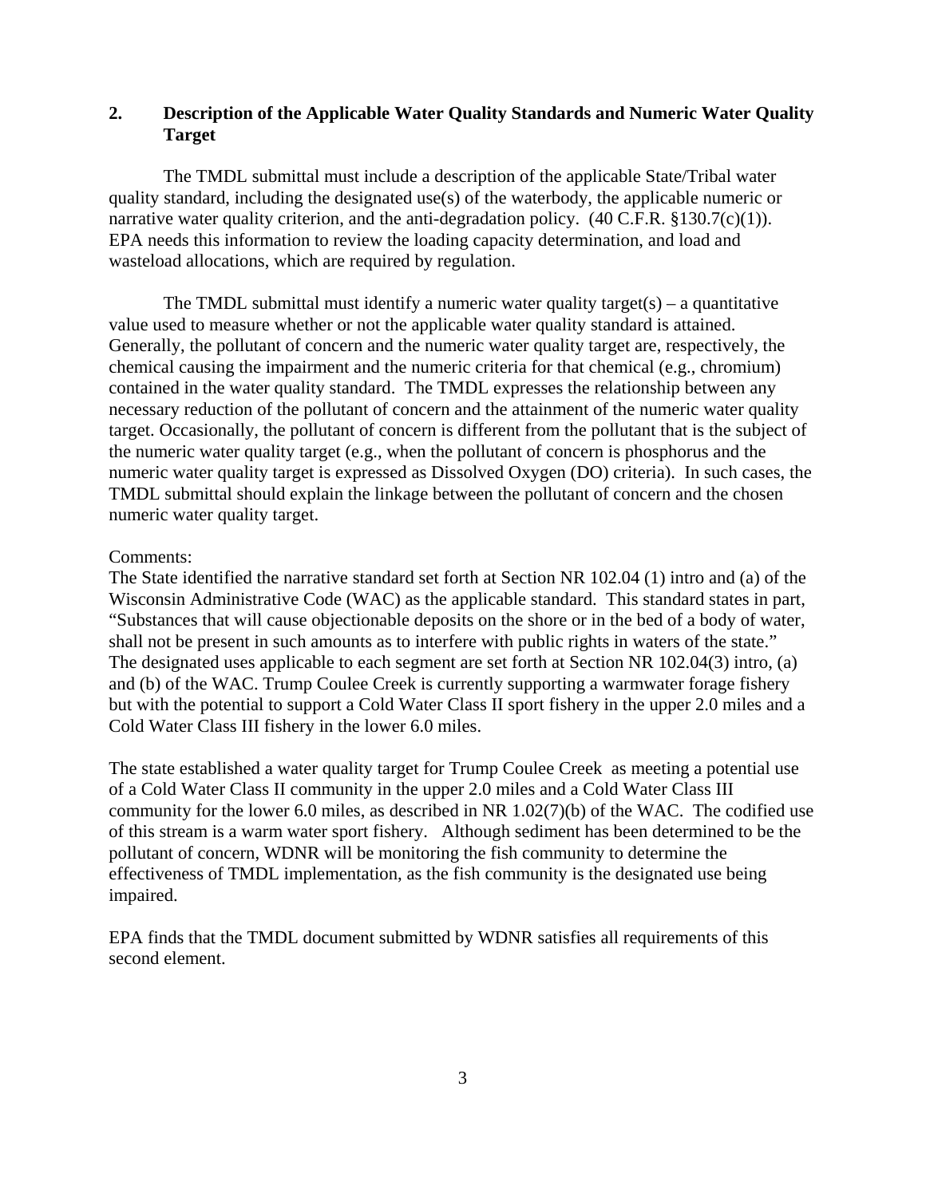## 2. Description of the Applicable Water Quality Standards and Numeric Water Quality Target

The TMDL submittal must include a description of the applicable State/Tribal water quality standard, including the designated use(s) of the waterbody, the applicable numeric or narrative water quality criterion, and the anti-degradation policy. (40 C.F.R. §130.7(c)(1)). EPA needs this information to review the loading capacity determination, and load and wasteload allocations, which are required by regulation.

The TMDL submittal must identify a numeric water quality target(s) – a quantitative value used to measure whether or not the applicable water quality standard is attained. Generally, the pollutant of concern and the numeric water quality target are, respectively, the chemical causing the impairment and the numeric criteria for that chemical (e.g., chromium) contained in the water quality standard. The TMDL expresses the relationship between any necessary reduction of the pollutant of concern and the attainment of the numeric water quality target. Occasionally, the pollutant of concern is different from the pollutant that is the subject of the numeric water quality target (e.g., when the pollutant of concern is phosphorus and the numeric water quality target is expressed as Dissolved Oxygen (DO) criteria). In such cases, the TMDL submittal should explain the linkage between the pollutant of concern and the chosen numeric water quality target.

Comments:
The State identified the narrative standard set forth at Section NR 102.04 (1) intro and (a) of the Wisconsin Administrative Code (WAC) as the applicable standard. This standard states in part, "Substances that will cause objectionable deposits on the shore or in the bed of a body of water, shall not be present in such amounts as to interfere with public rights in waters of the state." The designated uses applicable to each segment are set forth at Section NR 102.04(3) intro, (a) and (b) of the WAC. Trump Coulee Creek is currently supporting a warmwater forage fishery but with the potential to support a Cold Water Class II sport fishery in the upper 2.0 miles and a Cold Water Class III fishery in the lower 6.0 miles.

The state established a water quality target for Trump Coulee Creek as meeting a potential use of a Cold Water Class II community in the upper 2.0 miles and a Cold Water Class III community for the lower 6.0 miles, as described in NR 1.02(7)(b) of the WAC. The codified use of this stream is a warm water sport fishery. Although sediment has been determined to be the pollutant of concern, WDNR will be monitoring the fish community to determine the effectiveness of TMDL implementation, as the fish community is the designated use being impaired.

EPA finds that the TMDL document submitted by WDNR satisfies all requirements of this second element.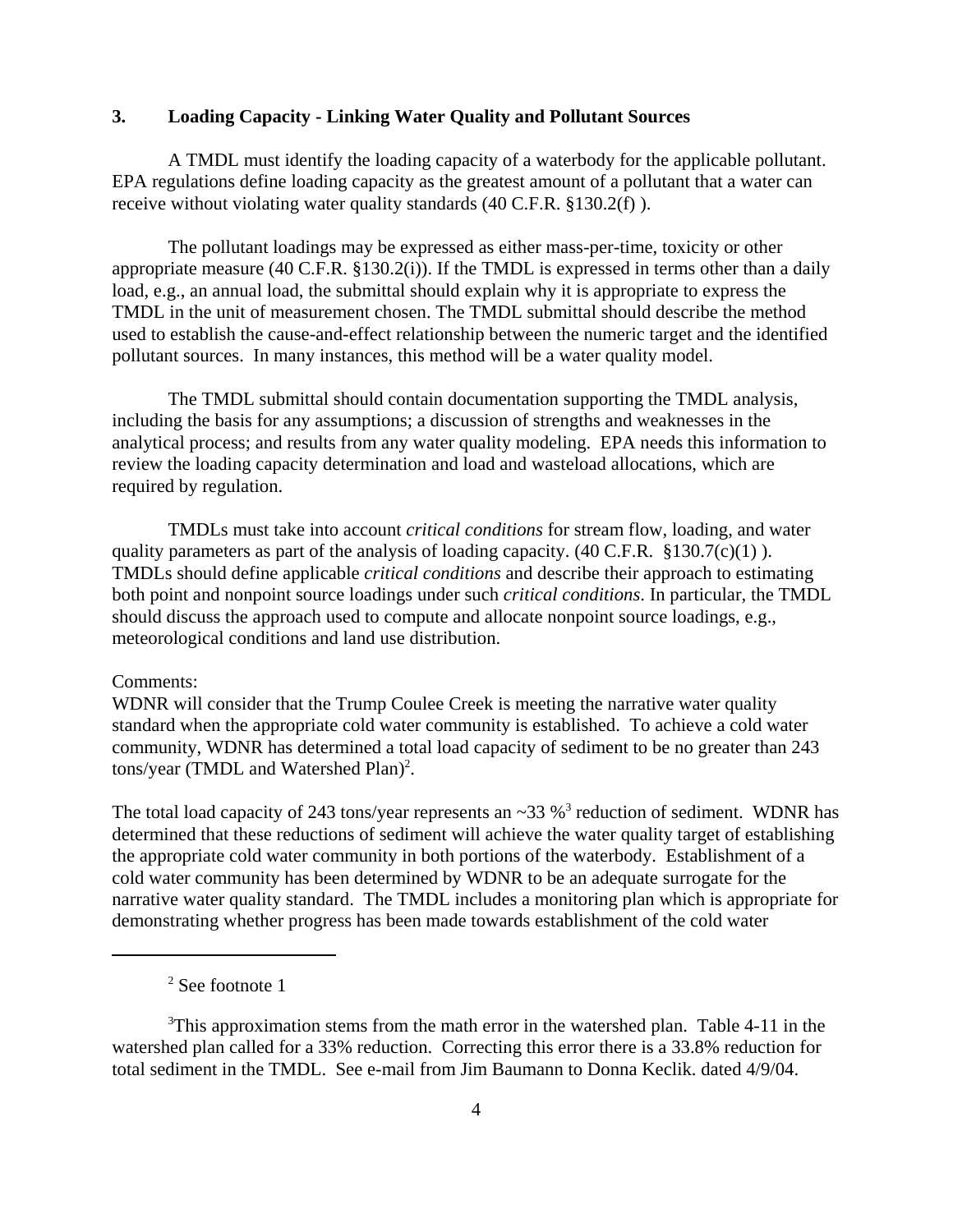### 3. Loading Capacity - Linking Water Quality and Pollutant Sources

A TMDL must identify the loading capacity of a waterbody for the applicable pollutant. EPA regulations define loading capacity as the greatest amount of a pollutant that a water can receive without violating water quality standards (40 C.F.R. §130.2(f) ).

The pollutant loadings may be expressed as either mass-per-time, toxicity or other appropriate measure (40 C.F.R. §130.2(i)). If the TMDL is expressed in terms other than a daily load, e.g., an annual load, the submittal should explain why it is appropriate to express the TMDL in the unit of measurement chosen. The TMDL submittal should describe the method used to establish the cause-and-effect relationship between the numeric target and the identified pollutant sources. In many instances, this method will be a water quality model.

The TMDL submittal should contain documentation supporting the TMDL analysis, including the basis for any assumptions; a discussion of strengths and weaknesses in the analytical process; and results from any water quality modeling. EPA needs this information to review the loading capacity determination and load and wasteload allocations, which are required by regulation.

TMDLs must take into account *critical conditions* for stream flow, loading, and water quality parameters as part of the analysis of loading capacity. (40 C.F.R. §130.7(c)(1) ). TMDLs should define applicable *critical conditions* and describe their approach to estimating both point and nonpoint source loadings under such *critical conditions*. In particular, the TMDL should discuss the approach used to compute and allocate nonpoint source loadings, e.g., meteorological conditions and land use distribution.

Comments:
WDNR will consider that the Trump Coulee Creek is meeting the narrative water quality standard when the appropriate cold water community is established. To achieve a cold water community, WDNR has determined a total load capacity of sediment to be no greater than 243 tons/year (TMDL and Watershed Plan)[2].

The total load capacity of 243 tons/year represents an ~33 %[3] reduction of sediment. WDNR has determined that these reductions of sediment will achieve the water quality target of establishing the appropriate cold water community in both portions of the waterbody. Establishment of a cold water community has been determined by WDNR to be an adequate surrogate for the narrative water quality standard. The TMDL includes a monitoring plan which is appropriate for demonstrating whether progress has been made towards establishment of the cold water

---

[2] See footnote 1

[3] This approximation stems from the math error in the watershed plan. Table 4-11 in the watershed plan called for a 33% reduction. Correcting this error there is a 33.8% reduction for total sediment in the TMDL. See e-mail from Jim Baumann to Donna Keclik. dated 4/9/04.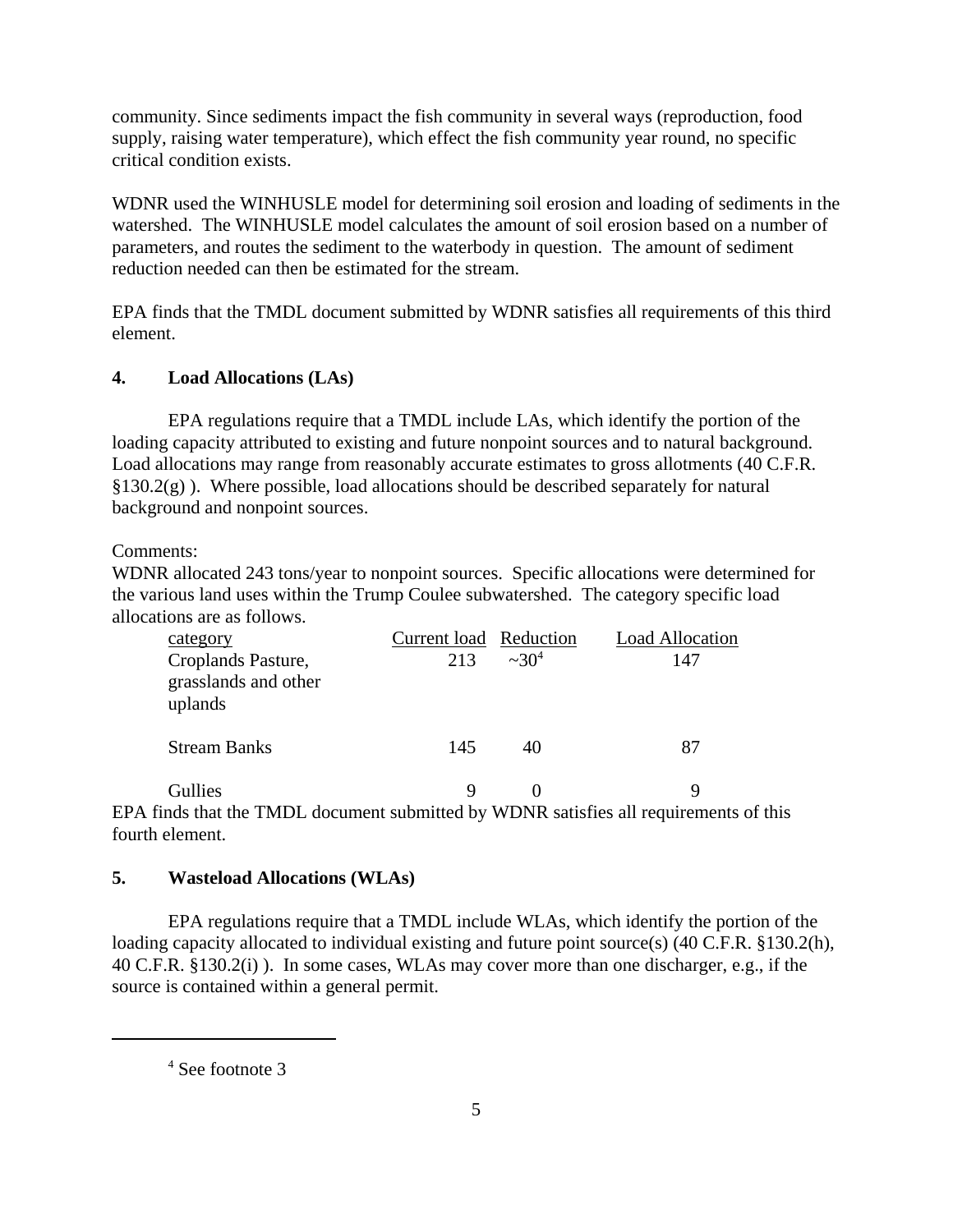community. Since sediments impact the fish community in several ways (reproduction, food supply, raising water temperature), which effect the fish community year round, no specific critical condition exists.

WDNR used the WINHUSLE model for determining soil erosion and loading of sediments in the watershed. The WINHUSLE model calculates the amount of soil erosion based on a number of parameters, and routes the sediment to the waterbody in question. The amount of sediment reduction needed can then be estimated for the stream.

EPA finds that the TMDL document submitted by WDNR satisfies all requirements of this third element.

## 4. Load Allocations (LAs)

EPA regulations require that a TMDL include LAs, which identify the portion of the loading capacity attributed to existing and future nonpoint sources and to natural background. Load allocations may range from reasonably accurate estimates to gross allotments (40 C.F.R. §130.2(g) ). Where possible, load allocations should be described separately for natural background and nonpoint sources.

Comments:
WDNR allocated 243 tons/year to nonpoint sources. Specific allocations were determined for the various land uses within the Trump Coulee subwatershed. The category specific load allocations are as follows.

| category | Current load | Reduction | Load Allocation |
|---|---|---|---|
| Croplands Pasture, grasslands and other uplands | 213 | ~30[4] | 147 |
| Stream Banks | 145 | 40 | 87 |
| Gullies | 9 | 0 | 9 |

EPA finds that the TMDL document submitted by WDNR satisfies all requirements of this fourth element.

## 5. Wasteload Allocations (WLAs)

EPA regulations require that a TMDL include WLAs, which identify the portion of the loading capacity allocated to individual existing and future point source(s) (40 C.F.R. §130.2(h), 40 C.F.R. §130.2(i) ). In some cases, WLAs may cover more than one discharger, e.g., if the source is contained within a general permit.

---

[4] See footnote 3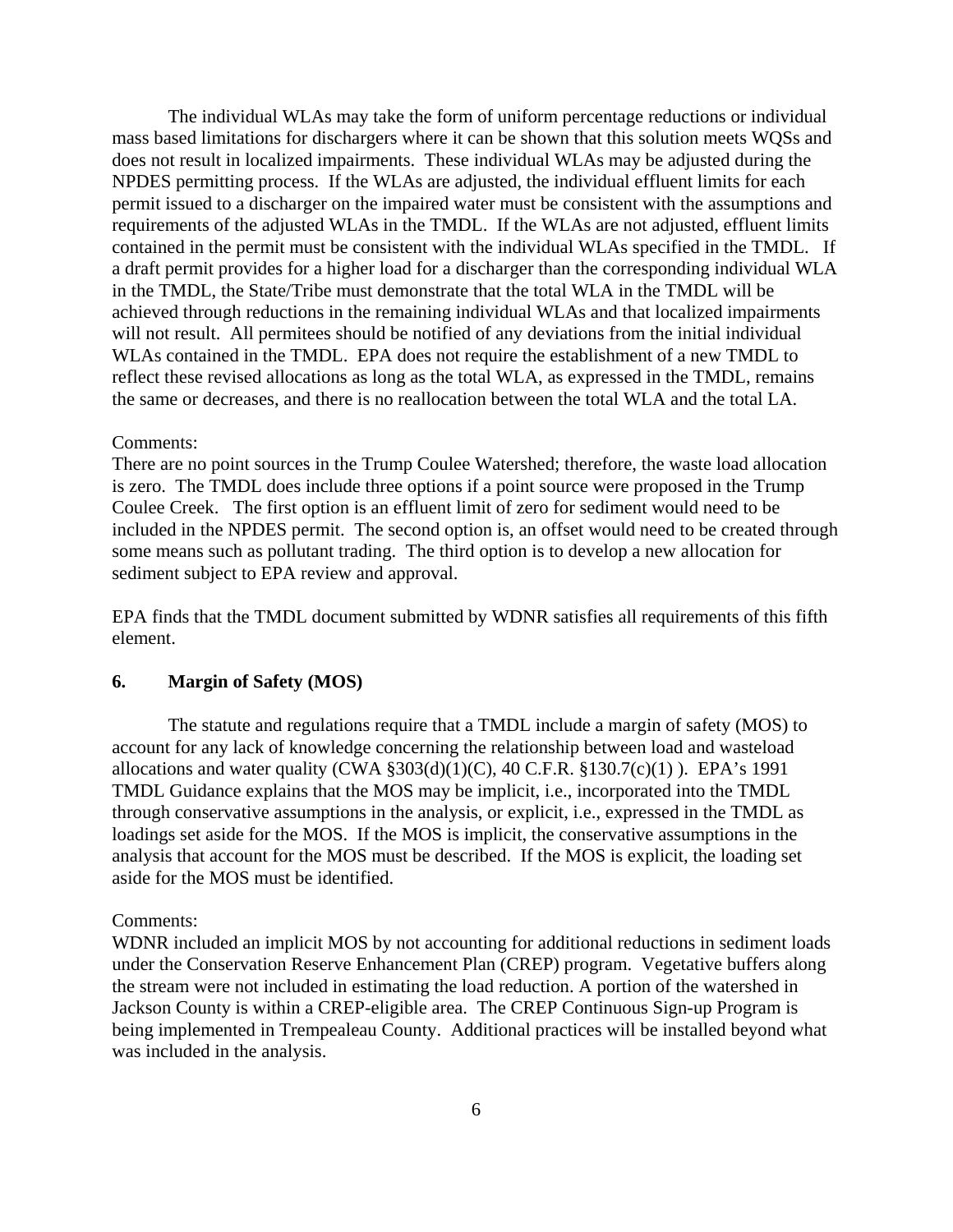The individual WLAs may take the form of uniform percentage reductions or individual mass based limitations for dischargers where it can be shown that this solution meets WQSs and does not result in localized impairments. These individual WLAs may be adjusted during the NPDES permitting process. If the WLAs are adjusted, the individual effluent limits for each permit issued to a discharger on the impaired water must be consistent with the assumptions and requirements of the adjusted WLAs in the TMDL. If the WLAs are not adjusted, effluent limits contained in the permit must be consistent with the individual WLAs specified in the TMDL. If a draft permit provides for a higher load for a discharger than the corresponding individual WLA in the TMDL, the State/Tribe must demonstrate that the total WLA in the TMDL will be achieved through reductions in the remaining individual WLAs and that localized impairments will not result. All permitees should be notified of any deviations from the initial individual WLAs contained in the TMDL. EPA does not require the establishment of a new TMDL to reflect these revised allocations as long as the total WLA, as expressed in the TMDL, remains the same or decreases, and there is no reallocation between the total WLA and the total LA.

Comments:
There are no point sources in the Trump Coulee Watershed; therefore, the waste load allocation is zero. The TMDL does include three options if a point source were proposed in the Trump Coulee Creek. The first option is an effluent limit of zero for sediment would need to be included in the NPDES permit. The second option is, an offset would need to be created through some means such as pollutant trading. The third option is to develop a new allocation for sediment subject to EPA review and approval.

EPA finds that the TMDL document submitted by WDNR satisfies all requirements of this fifth element.

## 6. Margin of Safety (MOS)

The statute and regulations require that a TMDL include a margin of safety (MOS) to account for any lack of knowledge concerning the relationship between load and wasteload allocations and water quality (CWA §303(d)(1)(C), 40 C.F.R. §130.7(c)(1) ). EPA's 1991 TMDL Guidance explains that the MOS may be implicit, i.e., incorporated into the TMDL through conservative assumptions in the analysis, or explicit, i.e., expressed in the TMDL as loadings set aside for the MOS. If the MOS is implicit, the conservative assumptions in the analysis that account for the MOS must be described. If the MOS is explicit, the loading set aside for the MOS must be identified.

Comments:
WDNR included an implicit MOS by not accounting for additional reductions in sediment loads under the Conservation Reserve Enhancement Plan (CREP) program. Vegetative buffers along the stream were not included in estimating the load reduction. A portion of the watershed in Jackson County is within a CREP-eligible area. The CREP Continuous Sign-up Program is being implemented in Trempealeau County. Additional practices will be installed beyond what was included in the analysis.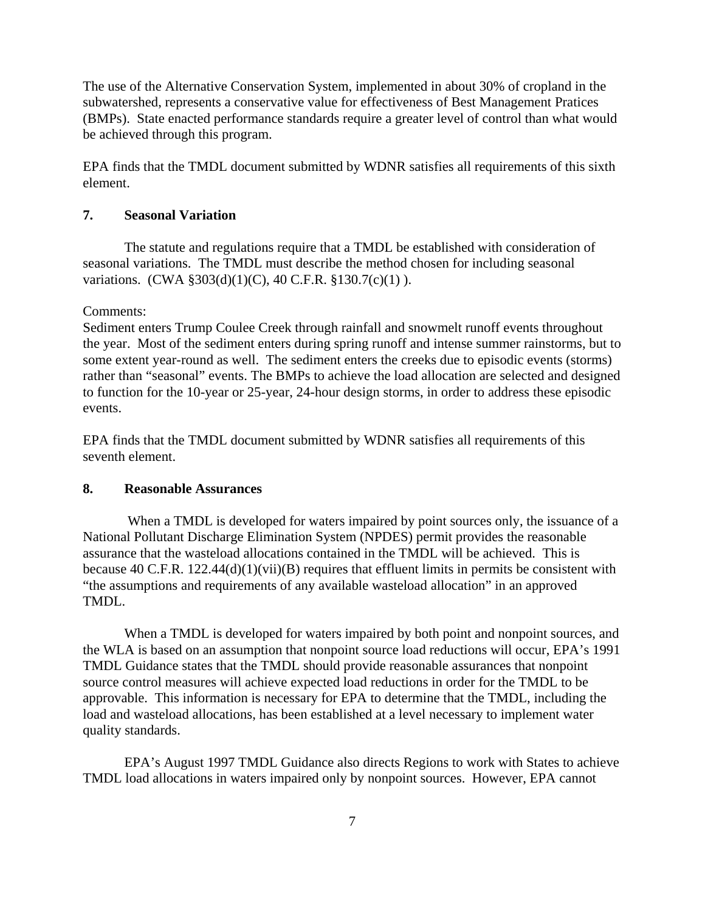The use of the Alternative Conservation System, implemented in about 30% of cropland in the subwatershed, represents a conservative value for effectiveness of Best Management Pratices (BMPs). State enacted performance standards require a greater level of control than what would be achieved through this program.

EPA finds that the TMDL document submitted by WDNR satisfies all requirements of this sixth element.

### 7. Seasonal Variation

The statute and regulations require that a TMDL be established with consideration of seasonal variations. The TMDL must describe the method chosen for including seasonal variations. (CWA §303(d)(1)(C), 40 C.F.R. §130.7(c)(1) ).

Comments:
Sediment enters Trump Coulee Creek through rainfall and snowmelt runoff events throughout the year. Most of the sediment enters during spring runoff and intense summer rainstorms, but to some extent year-round as well. The sediment enters the creeks due to episodic events (storms) rather than "seasonal" events. The BMPs to achieve the load allocation are selected and designed to function for the 10-year or 25-year, 24-hour design storms, in order to address these episodic events.

EPA finds that the TMDL document submitted by WDNR satisfies all requirements of this seventh element.

### 8. Reasonable Assurances

When a TMDL is developed for waters impaired by point sources only, the issuance of a National Pollutant Discharge Elimination System (NPDES) permit provides the reasonable assurance that the wasteload allocations contained in the TMDL will be achieved. This is because 40 C.F.R. 122.44(d)(1)(vii)(B) requires that effluent limits in permits be consistent with "the assumptions and requirements of any available wasteload allocation" in an approved TMDL.

When a TMDL is developed for waters impaired by both point and nonpoint sources, and the WLA is based on an assumption that nonpoint source load reductions will occur, EPA's 1991 TMDL Guidance states that the TMDL should provide reasonable assurances that nonpoint source control measures will achieve expected load reductions in order for the TMDL to be approvable. This information is necessary for EPA to determine that the TMDL, including the load and wasteload allocations, has been established at a level necessary to implement water quality standards.

EPA's August 1997 TMDL Guidance also directs Regions to work with States to achieve TMDL load allocations in waters impaired only by nonpoint sources. However, EPA cannot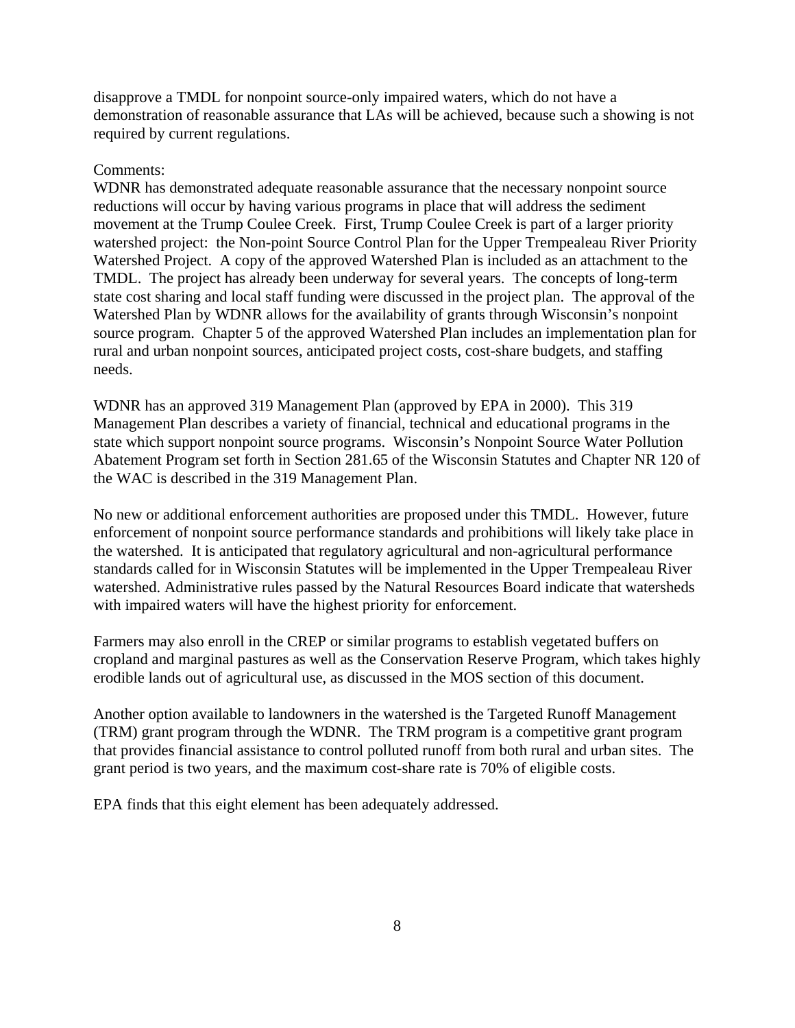disapprove a TMDL for nonpoint source-only impaired waters, which do not have a demonstration of reasonable assurance that LAs will be achieved, because such a showing is not required by current regulations.

Comments:
WDNR has demonstrated adequate reasonable assurance that the necessary nonpoint source reductions will occur by having various programs in place that will address the sediment movement at the Trump Coulee Creek. First, Trump Coulee Creek is part of a larger priority watershed project: the Non-point Source Control Plan for the Upper Trempealeau River Priority Watershed Project. A copy of the approved Watershed Plan is included as an attachment to the TMDL. The project has already been underway for several years. The concepts of long-term state cost sharing and local staff funding were discussed in the project plan. The approval of the Watershed Plan by WDNR allows for the availability of grants through Wisconsin's nonpoint source program. Chapter 5 of the approved Watershed Plan includes an implementation plan for rural and urban nonpoint sources, anticipated project costs, cost-share budgets, and staffing needs.

WDNR has an approved 319 Management Plan (approved by EPA in 2000). This 319 Management Plan describes a variety of financial, technical and educational programs in the state which support nonpoint source programs. Wisconsin's Nonpoint Source Water Pollution Abatement Program set forth in Section 281.65 of the Wisconsin Statutes and Chapter NR 120 of the WAC is described in the 319 Management Plan.

No new or additional enforcement authorities are proposed under this TMDL. However, future enforcement of nonpoint source performance standards and prohibitions will likely take place in the watershed. It is anticipated that regulatory agricultural and non-agricultural performance standards called for in Wisconsin Statutes will be implemented in the Upper Trempealeau River watershed. Administrative rules passed by the Natural Resources Board indicate that watersheds with impaired waters will have the highest priority for enforcement.

Farmers may also enroll in the CREP or similar programs to establish vegetated buffers on cropland and marginal pastures as well as the Conservation Reserve Program, which takes highly erodible lands out of agricultural use, as discussed in the MOS section of this document.

Another option available to landowners in the watershed is the Targeted Runoff Management (TRM) grant program through the WDNR. The TRM program is a competitive grant program that provides financial assistance to control polluted runoff from both rural and urban sites. The grant period is two years, and the maximum cost-share rate is 70% of eligible costs.

EPA finds that this eight element has been adequately addressed.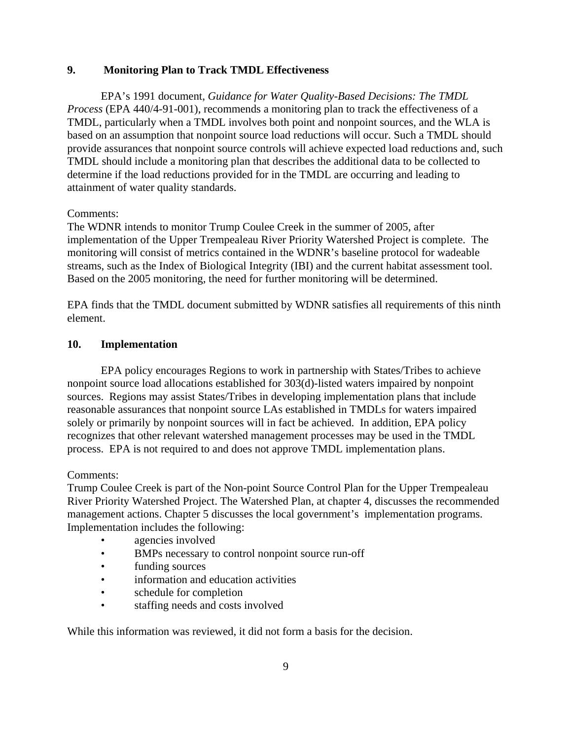## 9. Monitoring Plan to Track TMDL Effectiveness

EPA's 1991 document, *Guidance for Water Quality-Based Decisions: The TMDL Process* (EPA 440/4-91-001), recommends a monitoring plan to track the effectiveness of a TMDL, particularly when a TMDL involves both point and nonpoint sources, and the WLA is based on an assumption that nonpoint source load reductions will occur. Such a TMDL should provide assurances that nonpoint source controls will achieve expected load reductions and, such TMDL should include a monitoring plan that describes the additional data to be collected to determine if the load reductions provided for in the TMDL are occurring and leading to attainment of water quality standards.

Comments:
The WDNR intends to monitor Trump Coulee Creek in the summer of 2005, after implementation of the Upper Trempealeau River Priority Watershed Project is complete. The monitoring will consist of metrics contained in the WDNR's baseline protocol for wadeable streams, such as the Index of Biological Integrity (IBI) and the current habitat assessment tool. Based on the 2005 monitoring, the need for further monitoring will be determined.

EPA finds that the TMDL document submitted by WDNR satisfies all requirements of this ninth element.

## 10. Implementation

EPA policy encourages Regions to work in partnership with States/Tribes to achieve nonpoint source load allocations established for 303(d)-listed waters impaired by nonpoint sources. Regions may assist States/Tribes in developing implementation plans that include reasonable assurances that nonpoint source LAs established in TMDLs for waters impaired solely or primarily by nonpoint sources will in fact be achieved. In addition, EPA policy recognizes that other relevant watershed management processes may be used in the TMDL process. EPA is not required to and does not approve TMDL implementation plans.

Comments:
Trump Coulee Creek is part of the Non-point Source Control Plan for the Upper Trempealeau River Priority Watershed Project. The Watershed Plan, at chapter 4, discusses the recommended management actions. Chapter 5 discusses the local government's implementation programs. Implementation includes the following:

- agencies involved
- BMPs necessary to control nonpoint source run-off
- funding sources
- information and education activities
- schedule for completion
- staffing needs and costs involved

While this information was reviewed, it did not form a basis for the decision.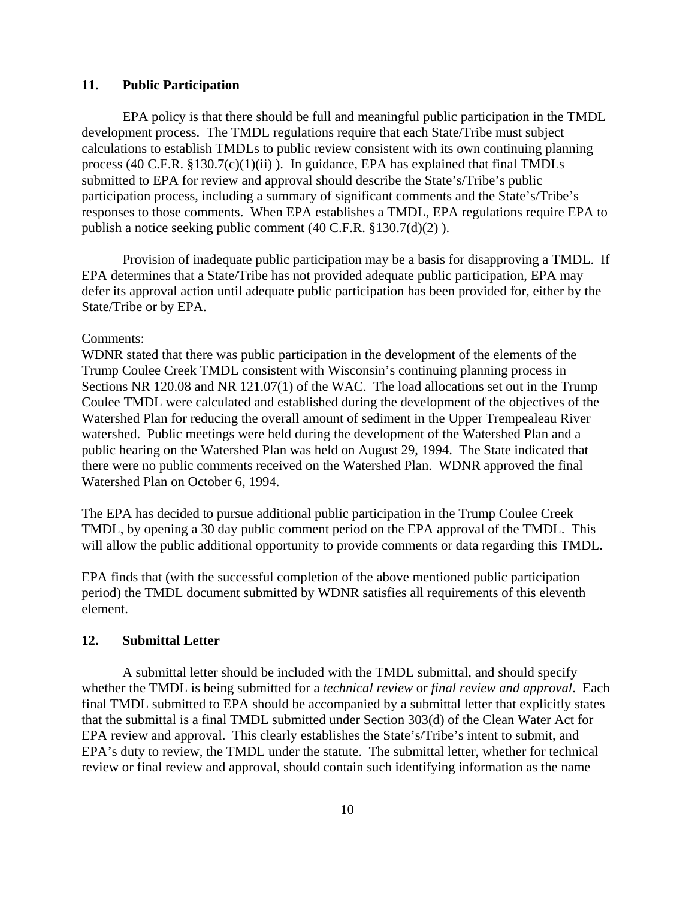## 11. Public Participation

EPA policy is that there should be full and meaningful public participation in the TMDL development process. The TMDL regulations require that each State/Tribe must subject calculations to establish TMDLs to public review consistent with its own continuing planning process (40 C.F.R. §130.7(c)(1)(ii) ). In guidance, EPA has explained that final TMDLs submitted to EPA for review and approval should describe the State's/Tribe's public participation process, including a summary of significant comments and the State's/Tribe's responses to those comments. When EPA establishes a TMDL, EPA regulations require EPA to publish a notice seeking public comment (40 C.F.R. §130.7(d)(2) ).

Provision of inadequate public participation may be a basis for disapproving a TMDL. If EPA determines that a State/Tribe has not provided adequate public participation, EPA may defer its approval action until adequate public participation has been provided for, either by the State/Tribe or by EPA.

Comments:
WDNR stated that there was public participation in the development of the elements of the Trump Coulee Creek TMDL consistent with Wisconsin's continuing planning process in Sections NR 120.08 and NR 121.07(1) of the WAC. The load allocations set out in the Trump Coulee TMDL were calculated and established during the development of the objectives of the Watershed Plan for reducing the overall amount of sediment in the Upper Trempealeau River watershed. Public meetings were held during the development of the Watershed Plan and a public hearing on the Watershed Plan was held on August 29, 1994. The State indicated that there were no public comments received on the Watershed Plan. WDNR approved the final Watershed Plan on October 6, 1994.

The EPA has decided to pursue additional public participation in the Trump Coulee Creek TMDL, by opening a 30 day public comment period on the EPA approval of the TMDL. This will allow the public additional opportunity to provide comments or data regarding this TMDL.

EPA finds that (with the successful completion of the above mentioned public participation period) the TMDL document submitted by WDNR satisfies all requirements of this eleventh element.

## 12. Submittal Letter

A submittal letter should be included with the TMDL submittal, and should specify whether the TMDL is being submitted for a *technical review* or *final review and approval*. Each final TMDL submitted to EPA should be accompanied by a submittal letter that explicitly states that the submittal is a final TMDL submitted under Section 303(d) of the Clean Water Act for EPA review and approval. This clearly establishes the State's/Tribe's intent to submit, and EPA's duty to review, the TMDL under the statute. The submittal letter, whether for technical review or final review and approval, should contain such identifying information as the name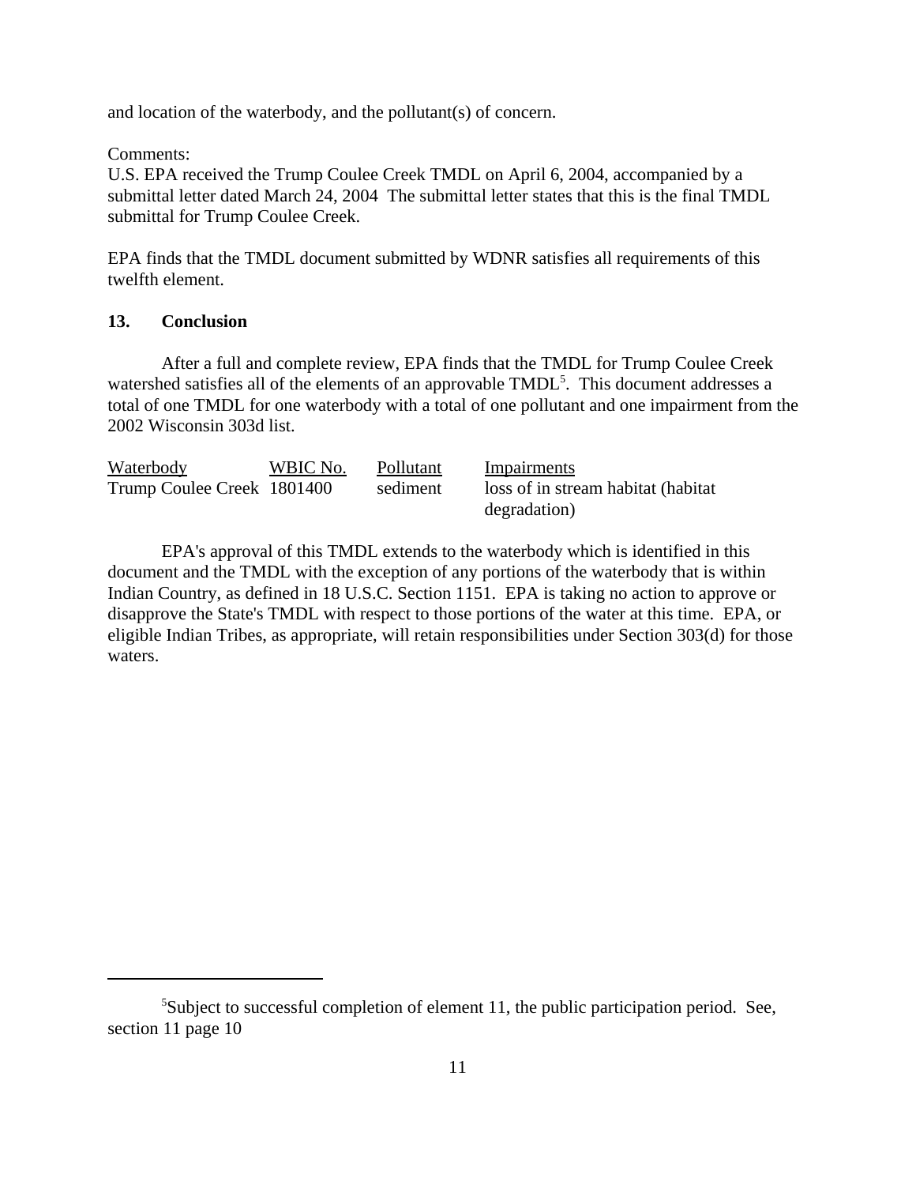and location of the waterbody, and the pollutant(s) of concern.

Comments:
U.S. EPA received the Trump Coulee Creek TMDL on April 6, 2004, accompanied by a submittal letter dated March 24, 2004 The submittal letter states that this is the final TMDL submittal for Trump Coulee Creek.

EPA finds that the TMDL document submitted by WDNR satisfies all requirements of this twelfth element.

## 13. Conclusion

After a full and complete review, EPA finds that the TMDL for Trump Coulee Creek watershed satisfies all of the elements of an approvable TMDL[5]. This document addresses a total of one TMDL for one waterbody with a total of one pollutant and one impairment from the 2002 Wisconsin 303d list.

| Waterbody | WBIC No. | Pollutant | Impairments |
|---|---|---|---|
| Trump Coulee Creek | 1801400 | sediment | loss of in stream habitat (habitat degradation) |

EPA's approval of this TMDL extends to the waterbody which is identified in this document and the TMDL with the exception of any portions of the waterbody that is within Indian Country, as defined in 18 U.S.C. Section 1151. EPA is taking no action to approve or disapprove the State's TMDL with respect to those portions of the water at this time. EPA, or eligible Indian Tribes, as appropriate, will retain responsibilities under Section 303(d) for those waters.

[5] Subject to successful completion of element 11, the public participation period. See, section 11 page 10